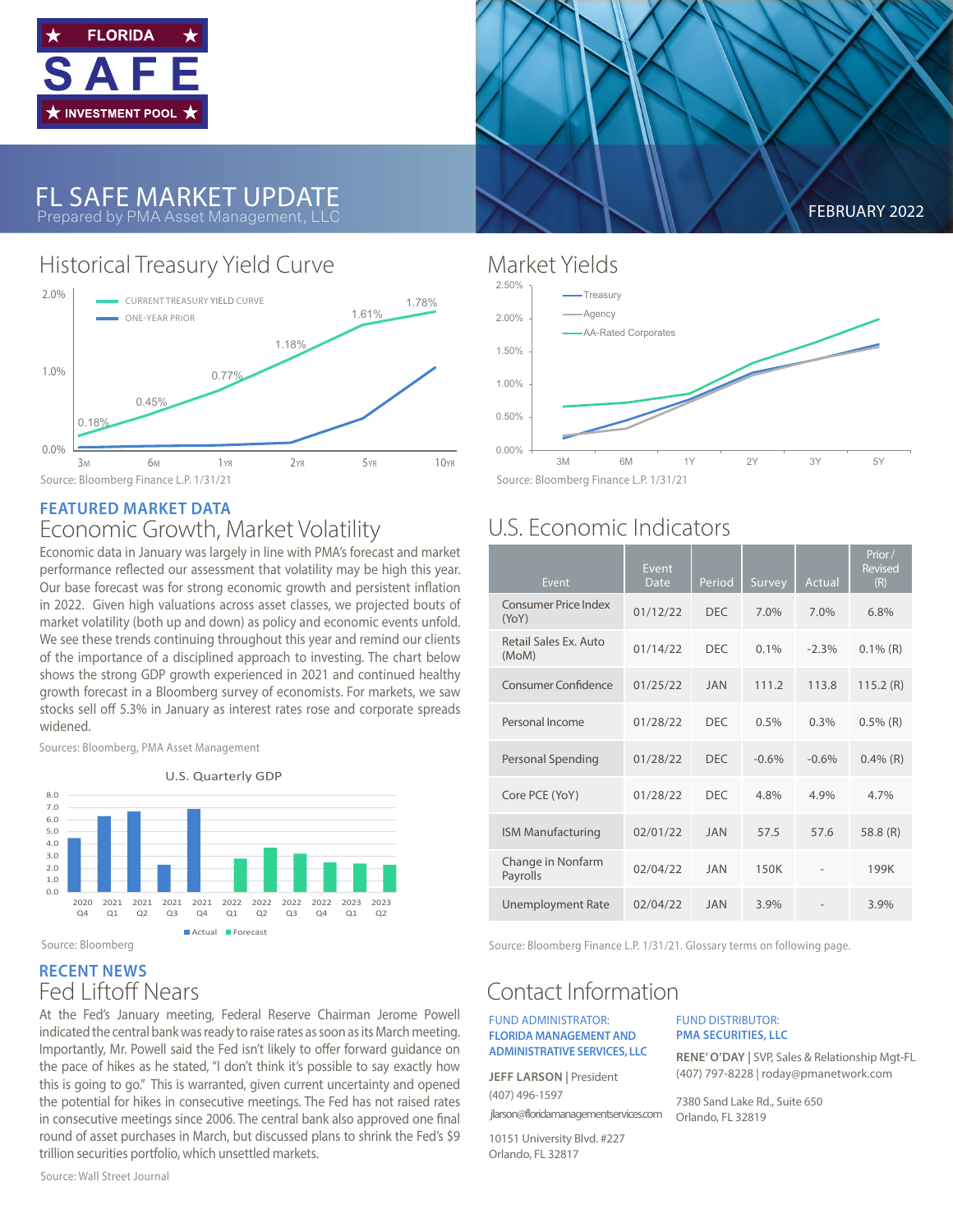★ FLORIDA ★
SAFE
★ INVESTMENT POOL ★

# FL SAFE MARKET UPDATE

Prepared by PMA Asset Management, LLC

FEBRUARY 2022

## Historical Treasury Yield Curve

CURRENT TREASURY YIELD CURVE
ONE-YEAR PRIOR

0.18% 0.45% 0.77% 1.18% 1.61% 1.78%

3M 6M 1YR 2YR 5YR 10YR

Source: Bloomberg Finance L.P. 1/31/21

## Market Yields

Treasury
Agency
AA-Rated Corporates

3M 6M 1Y 2Y 3Y 5Y

Source: Bloomberg Finance L.P. 1/31/21

### FEATURED MARKET DATA

## Economic Growth, Market Volatility

Economic data in January was largely in line with PMA's forecast and market performance reflected our assessment that volatility may be high this year. Our base forecast was for strong economic growth and persistent inflation in 2022. Given high valuations across asset classes, we projected bouts of market volatility (both up and down) as policy and economic events unfold. We see these trends continuing throughout this year and remind our clients of the importance of a disciplined approach to investing. The chart below shows the strong GDP growth experienced in 2021 and continued healthy growth forecast in a Bloomberg survey of economists. For markets, we saw stocks sell off 5.3% in January as interest rates rose and corporate spreads widened.

Sources: Bloomberg, PMA Asset Management

U.S. Quarterly GDP

Actual Forecast

Source: Bloomberg

## U.S. Economic Indicators

| Event | Event Date | Period | Survey | Actual | Prior / Revised (R) |
|---|---|---|---|---|---|
| Consumer Price Index (YoY) | 01/12/22 | DEC | 7.0% | 7.0% | 6.8% |
| Retail Sales Ex. Auto (MoM) | 01/14/22 | DEC | 0.1% | -2.3% | 0.1% (R) |
| Consumer Confidence | 01/25/22 | JAN | 111.2 | 113.8 | 115.2 (R) |
| Personal Income | 01/28/22 | DEC | 0.5% | 0.3% | 0.5% (R) |
| Personal Spending | 01/28/22 | DEC | -0.6% | -0.6% | 0.4% (R) |
| Core PCE (YoY) | 01/28/22 | DEC | 4.8% | 4.9% | 4.7% |
| ISM Manufacturing | 02/01/22 | JAN | 57.5 | 57.6 | 58.8 (R) |
| Change in Nonfarm Payrolls | 02/04/22 | JAN | 150K | - | 199K |
| Unemployment Rate | 02/04/22 | JAN | 3.9% | - | 3.9% |

Source: Bloomberg Finance L.P. 1/31/21. Glossary terms on following page.

### RECENT NEWS

## Fed Liftoff Nears

At the Fed's January meeting, Federal Reserve Chairman Jerome Powell indicated the central bank was ready to raise rates as soon as its March meeting. Importantly, Mr. Powell said the Fed isn't likely to offer forward guidance on the pace of hikes as he stated, "I don't think it's possible to say exactly how this is going to go." This is warranted, given current uncertainty and opened the potential for hikes in consecutive meetings. The Fed has not raised rates in consecutive meetings since 2006. The central bank also approved one final round of asset purchases in March, but discussed plans to shrink the Fed's $9 trillion securities portfolio, which unsettled markets.

Source: Wall Street Journal

## Contact Information

FUND ADMINISTRATOR:
**FLORIDA MANAGEMENT AND ADMINISTRATIVE SERVICES, LLC**

**JEFF LARSON** | President
(407) 496-1597
jlarson@floridamanagementservices.com

10151 University Blvd. #227
Orlando, FL 32817

FUND DISTRIBUTOR:
**PMA SECURITIES, LLC**

**RENE' O'DAY** | SVP, Sales & Relationship Mgt-FL
(407) 797-8228 | roday@pmanetwork.com

7380 Sand Lake Rd., Suite 650
Orlando, FL 32819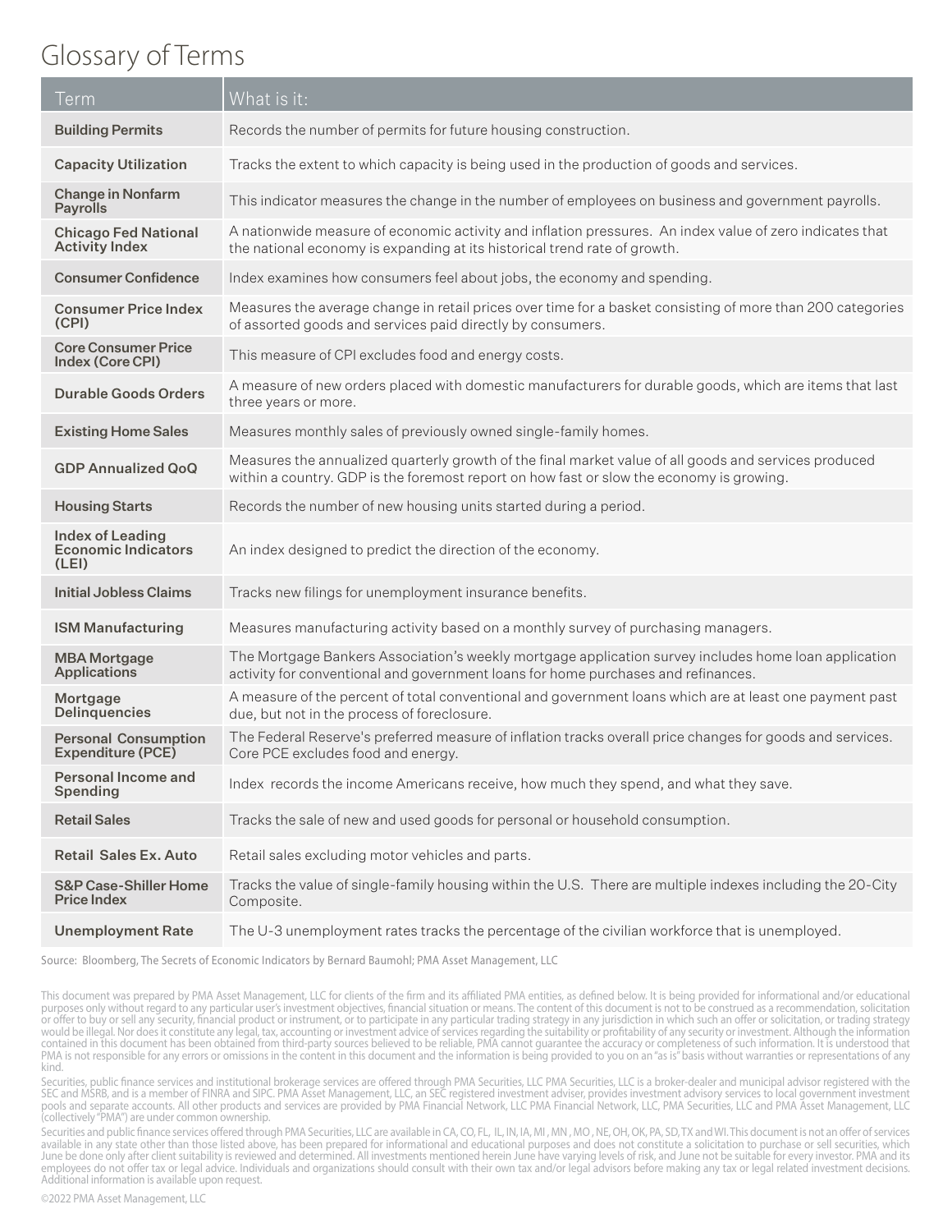# Glossary of Terms

| Term | What is it: |
|---|---|
| **Building Permits** | Records the number of permits for future housing construction. |
| **Capacity Utilization** | Tracks the extent to which capacity is being used in the production of goods and services. |
| **Change in Nonfarm Payrolls** | This indicator measures the change in the number of employees on business and government payrolls. |
| **Chicago Fed National Activity Index** | A nationwide measure of economic activity and inflation pressures. An index value of zero indicates that the national economy is expanding at its historical trend rate of growth. |
| **Consumer Confidence** | Index examines how consumers feel about jobs, the economy and spending. |
| **Consumer Price Index (CPI)** | Measures the average change in retail prices over time for a basket consisting of more than 200 categories of assorted goods and services paid directly by consumers. |
| **Core Consumer Price Index (Core CPI)** | This measure of CPI excludes food and energy costs. |
| **Durable Goods Orders** | A measure of new orders placed with domestic manufacturers for durable goods, which are items that last three years or more. |
| **Existing Home Sales** | Measures monthly sales of previously owned single-family homes. |
| **GDP Annualized QoQ** | Measures the annualized quarterly growth of the final market value of all goods and services produced within a country. GDP is the foremost report on how fast or slow the economy is growing. |
| **Housing Starts** | Records the number of new housing units started during a period. |
| **Index of Leading Economic Indicators (LEI)** | An index designed to predict the direction of the economy. |
| **Initial Jobless Claims** | Tracks new filings for unemployment insurance benefits. |
| **ISM Manufacturing** | Measures manufacturing activity based on a monthly survey of purchasing managers. |
| **MBA Mortgage Applications** | The Mortgage Bankers Association's weekly mortgage application survey includes home loan application activity for conventional and government loans for home purchases and refinances. |
| **Mortgage Delinquencies** | A measure of the percent of total conventional and government loans which are at least one payment past due, but not in the process of foreclosure. |
| **Personal Consumption Expenditure (PCE)** | The Federal Reserve's preferred measure of inflation tracks overall price changes for goods and services. Core PCE excludes food and energy. |
| **Personal Income and Spending** | Index records the income Americans receive, how much they spend, and what they save. |
| **Retail Sales** | Tracks the sale of new and used goods for personal or household consumption. |
| **Retail Sales Ex. Auto** | Retail sales excluding motor vehicles and parts. |
| **S&P Case-Shiller Home Price Index** | Tracks the value of single-family housing within the U.S. There are multiple indexes including the 20-City Composite. |
| **Unemployment Rate** | The U-3 unemployment rates tracks the percentage of the civilian workforce that is unemployed. |

Source: Bloomberg, The Secrets of Economic Indicators by Bernard Baumohl; PMA Asset Management, LLC

This document was prepared by PMA Asset Management, LLC for clients of the firm and its affiliated PMA entities, as defined below. It is being provided for informational and/or educational purposes only without regard to any particular user's investment objectives, financial situation or means. The content of this document is not to be construed as a recommendation, solicitation or offer to buy or sell any security, financial product or instrument, or to participate in any particular trading strategy in any jurisdiction in which such an offer or solicitation, or trading strategy would be illegal. Nor does it constitute any legal, tax, accounting or investment advice of services regarding the suitability or profitability of any security or investment. Although the information contained in this document has been obtained from third-party sources believed to be reliable, PMA cannot guarantee the accuracy or completeness of such information. It is understood that PMA is not responsible for any errors or omissions in the content in this document and the information is being provided to you on an "as is" basis without warranties or representations of any kind.

Securities, public finance services and institutional brokerage services are offered through PMA Securities, LLC PMA Securities, LLC is a broker-dealer and municipal advisor registered with the SEC and MSRB, and is a member of FINRA and SIPC. PMA Asset Management, LLC, an SEC registered investment adviser, provides investment advisory services to local government investment pools and separate accounts. All other products and services are provided by PMA Financial Network, LLC PMA Financial Network, LLC, PMA Securities, LLC and PMA Asset Management, LLC (collectively "PMA") are under common ownership.

Securities and public finance services offered through PMA Securities, LLC are available in CA, CO, FL, IL, IN, IA, MI, MN, MO, NE, OH, OK, PA, SD, TX and WI. This document is not an offer of services available in any state other than those listed above, has been prepared for informational and educational purposes and does not constitute a solicitation to purchase or sell securities, which June be done only after client suitability is reviewed and determined. All investments mentioned herein June have varying levels of risk, and June not be suitable for every investor. PMA and its employees do not offer tax or legal advice. Individuals and organizations should consult with their own tax and/or legal advisors before making any tax or legal related investment decisions. Additional information is available upon request.

©2022 PMA Asset Management, LLC